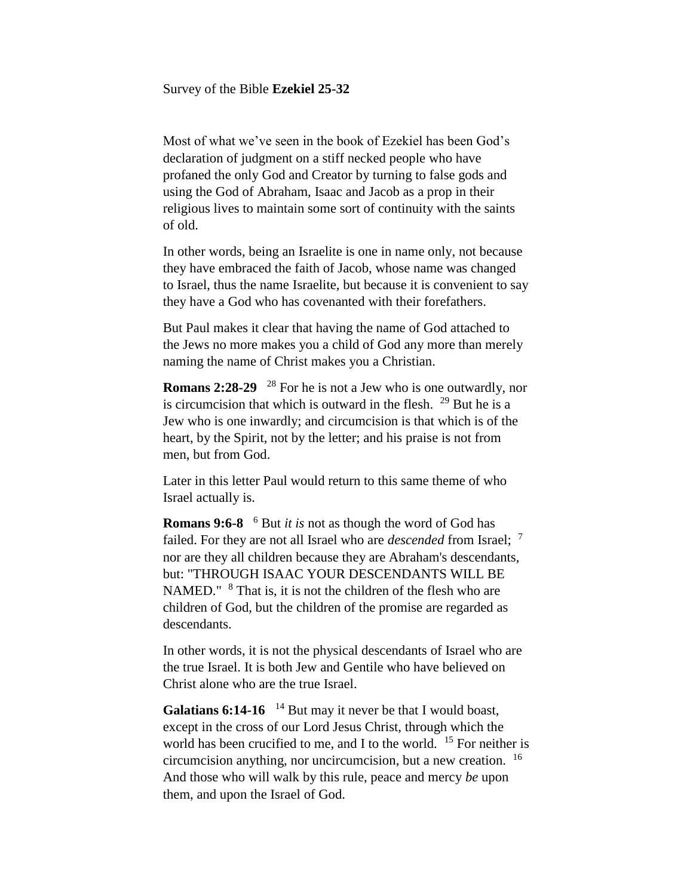Survey of the Bible **Ezekiel 25-32**

Most of what we've seen in the book of Ezekiel has been God's declaration of judgment on a stiff necked people who have profaned the only God and Creator by turning to false gods and using the God of Abraham, Isaac and Jacob as a prop in their religious lives to maintain some sort of continuity with the saints of old.

In other words, being an Israelite is one in name only, not because they have embraced the faith of Jacob, whose name was changed to Israel, thus the name Israelite, but because it is convenient to say they have a God who has covenanted with their forefathers.

But Paul makes it clear that having the name of God attached to the Jews no more makes you a child of God any more than merely naming the name of Christ makes you a Christian.

**Romans 2:28-29** [28] For he is not a Jew who is one outwardly, nor is circumcision that which is outward in the flesh. [29] But he is a Jew who is one inwardly; and circumcision is that which is of the heart, by the Spirit, not by the letter; and his praise is not from men, but from God.

Later in this letter Paul would return to this same theme of who Israel actually is.

**Romans 9:6-8** [6] But *it is* not as though the word of God has failed. For they are not all Israel who are *descended* from Israel; [7] nor are they all children because they are Abraham's descendants, but: "THROUGH ISAAC YOUR DESCENDANTS WILL BE NAMED." [8] That is, it is not the children of the flesh who are children of God, but the children of the promise are regarded as descendants.

In other words, it is not the physical descendants of Israel who are the true Israel. It is both Jew and Gentile who have believed on Christ alone who are the true Israel.

**Galatians 6:14-16** [14] But may it never be that I would boast, except in the cross of our Lord Jesus Christ, through which the world has been crucified to me, and I to the world. [15] For neither is circumcision anything, nor uncircumcision, but a new creation. [16] And those who will walk by this rule, peace and mercy *be* upon them, and upon the Israel of God.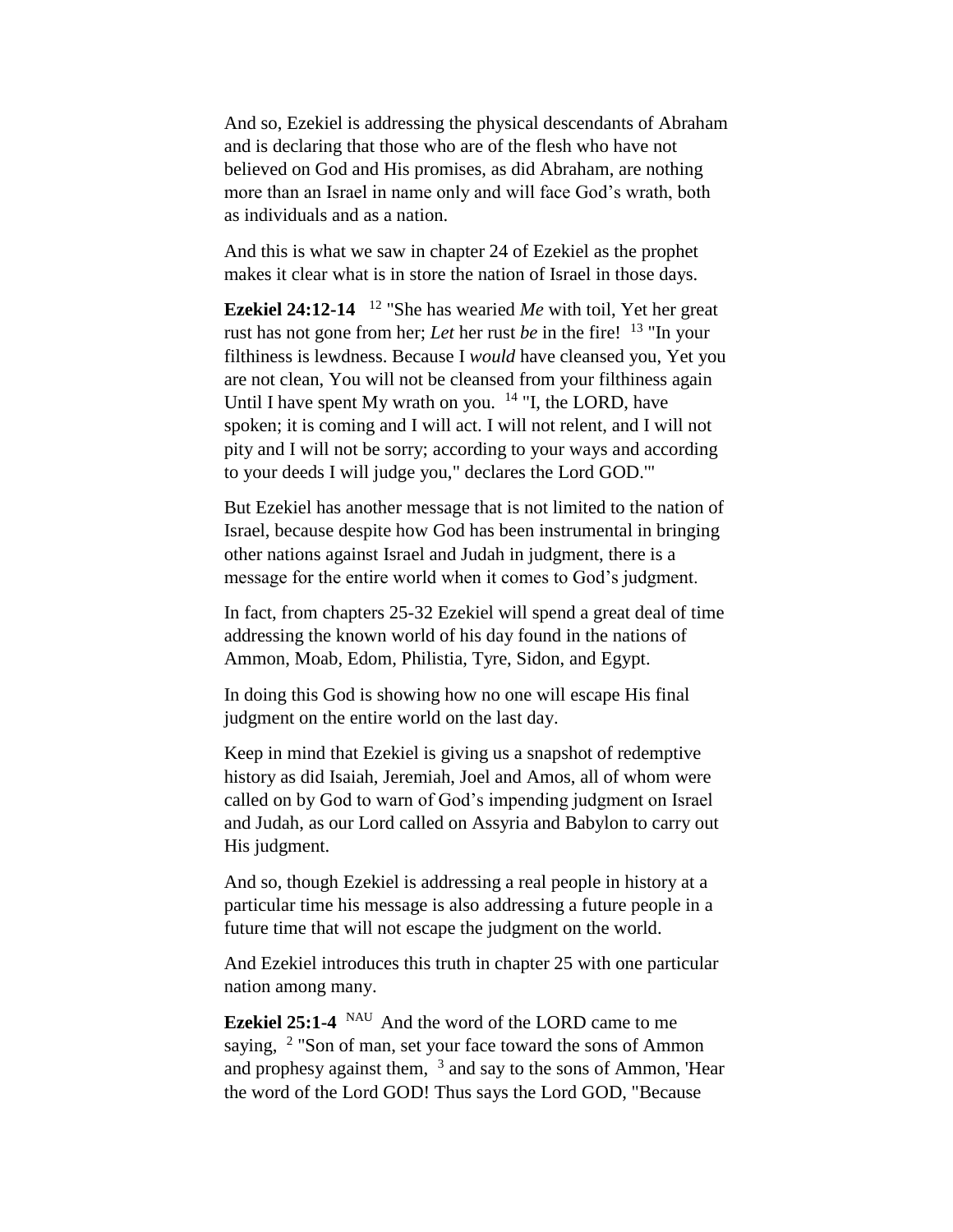And so, Ezekiel is addressing the physical descendants of Abraham and is declaring that those who are of the flesh who have not believed on God and His promises, as did Abraham, are nothing more than an Israel in name only and will face God's wrath, both as individuals and as a nation.

And this is what we saw in chapter 24 of Ezekiel as the prophet makes it clear what is in store the nation of Israel in those days.

**Ezekiel 24:12-14** [12] "She has wearied *Me* with toil, Yet her great rust has not gone from her; *Let* her rust *be* in the fire! [13] "In your filthiness is lewdness. Because I *would* have cleansed you, Yet you are not clean, You will not be cleansed from your filthiness again Until I have spent My wrath on you. [14] "I, the LORD, have spoken; it is coming and I will act. I will not relent, and I will not pity and I will not be sorry; according to your ways and according to your deeds I will judge you," declares the Lord GOD.'"

But Ezekiel has another message that is not limited to the nation of Israel, because despite how God has been instrumental in bringing other nations against Israel and Judah in judgment, there is a message for the entire world when it comes to God's judgment.

In fact, from chapters 25-32 Ezekiel will spend a great deal of time addressing the known world of his day found in the nations of Ammon, Moab, Edom, Philistia, Tyre, Sidon, and Egypt.

In doing this God is showing how no one will escape His final judgment on the entire world on the last day.

Keep in mind that Ezekiel is giving us a snapshot of redemptive history as did Isaiah, Jeremiah, Joel and Amos, all of whom were called on by God to warn of God's impending judgment on Israel and Judah, as our Lord called on Assyria and Babylon to carry out His judgment.

And so, though Ezekiel is addressing a real people in history at a particular time his message is also addressing a future people in a future time that will not escape the judgment on the world.

And Ezekiel introduces this truth in chapter 25 with one particular nation among many.

**Ezekiel 25:1-4** [NAU] And the word of the LORD came to me saying, [2] "Son of man, set your face toward the sons of Ammon and prophesy against them, [3] and say to the sons of Ammon, 'Hear the word of the Lord GOD! Thus says the Lord GOD, "Because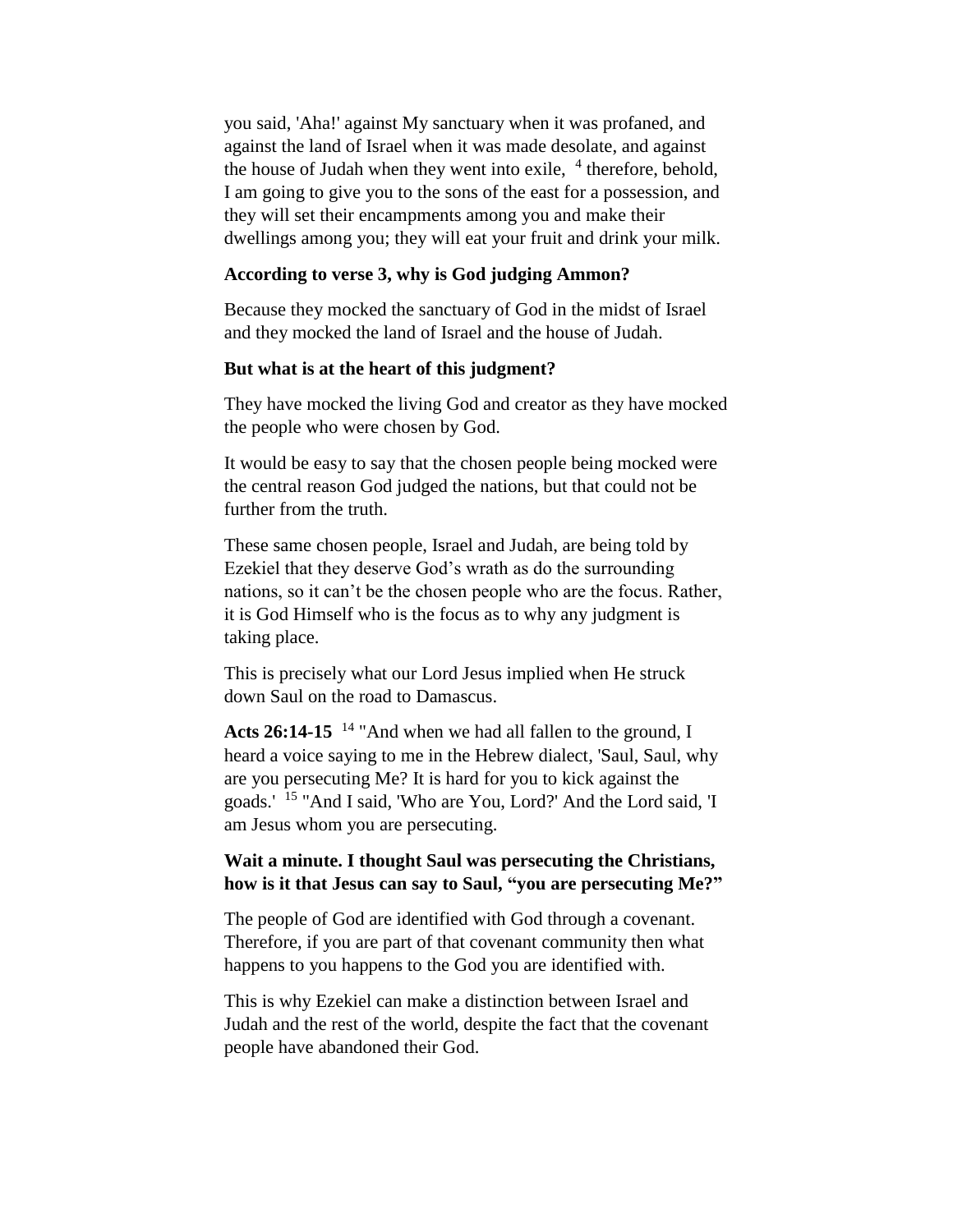you said, 'Aha!' against My sanctuary when it was profaned, and against the land of Israel when it was made desolate, and against the house of Judah when they went into exile, [4] therefore, behold, I am going to give you to the sons of the east for a possession, and they will set their encampments among you and make their dwellings among you; they will eat your fruit and drink your milk.

**According to verse 3, why is God judging Ammon?**

Because they mocked the sanctuary of God in the midst of Israel and they mocked the land of Israel and the house of Judah.

**But what is at the heart of this judgment?**

They have mocked the living God and creator as they have mocked the people who were chosen by God.

It would be easy to say that the chosen people being mocked were the central reason God judged the nations, but that could not be further from the truth.

These same chosen people, Israel and Judah, are being told by Ezekiel that they deserve God's wrath as do the surrounding nations, so it can't be the chosen people who are the focus. Rather, it is God Himself who is the focus as to why any judgment is taking place.

This is precisely what our Lord Jesus implied when He struck down Saul on the road to Damascus.

**Acts 26:14-15** [14] "And when we had all fallen to the ground, I heard a voice saying to me in the Hebrew dialect, 'Saul, Saul, why are you persecuting Me? It is hard for you to kick against the goads.' [15] "And I said, 'Who are You, Lord?' And the Lord said, 'I am Jesus whom you are persecuting.

**Wait a minute. I thought Saul was persecuting the Christians, how is it that Jesus can say to Saul, "you are persecuting Me?"**

The people of God are identified with God through a covenant. Therefore, if you are part of that covenant community then what happens to you happens to the God you are identified with.

This is why Ezekiel can make a distinction between Israel and Judah and the rest of the world, despite the fact that the covenant people have abandoned their God.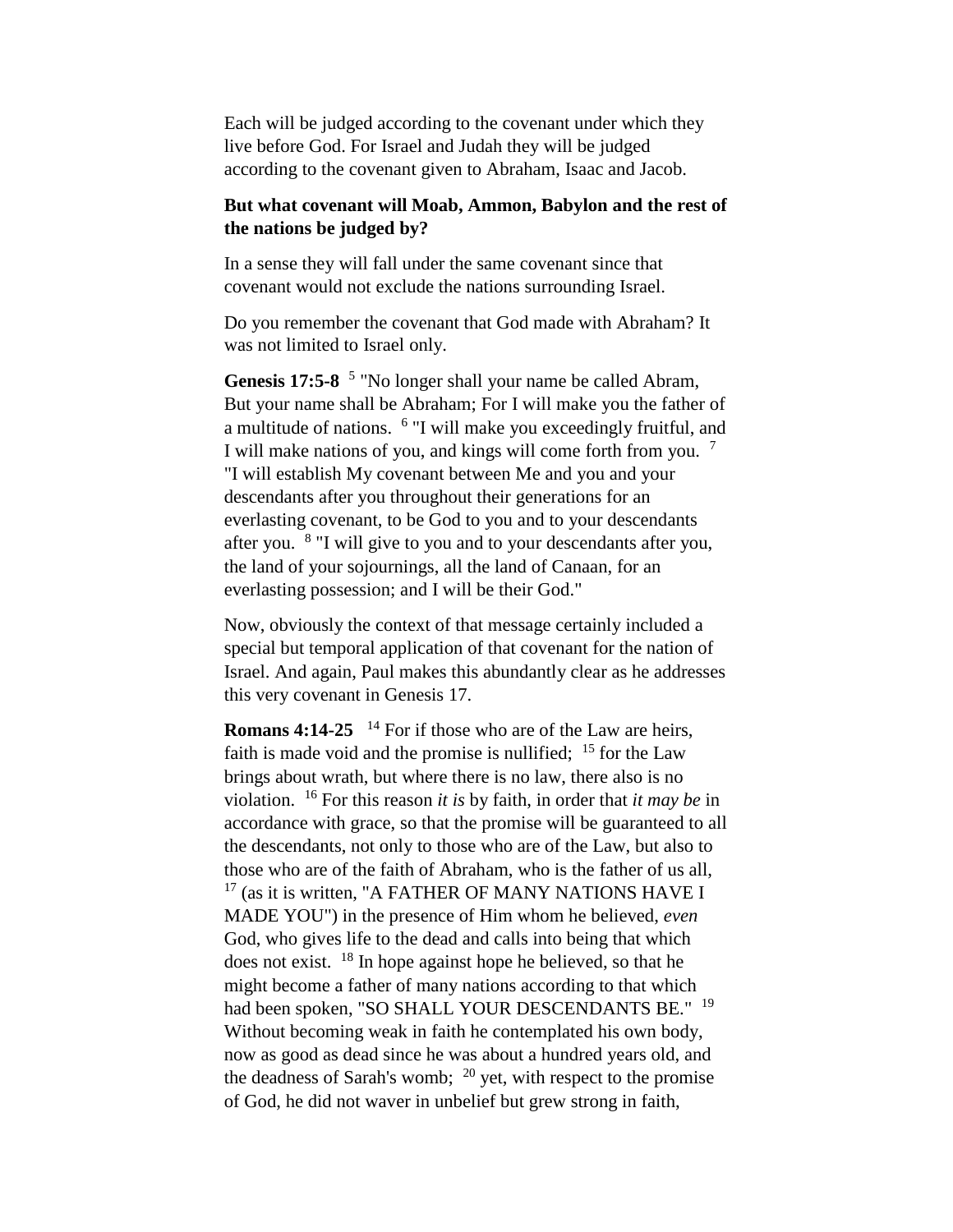Each will be judged according to the covenant under which they live before God. For Israel and Judah they will be judged according to the covenant given to Abraham, Isaac and Jacob.

**But what covenant will Moab, Ammon, Babylon and the rest of the nations be judged by?**

In a sense they will fall under the same covenant since that covenant would not exclude the nations surrounding Israel.

Do you remember the covenant that God made with Abraham? It was not limited to Israel only.

**Genesis 17:5-8** [5] "No longer shall your name be called Abram, But your name shall be Abraham; For I will make you the father of a multitude of nations. [6] "I will make you exceedingly fruitful, and I will make nations of you, and kings will come forth from you. [7] "I will establish My covenant between Me and you and your descendants after you throughout their generations for an everlasting covenant, to be God to you and to your descendants after you. [8] "I will give to you and to your descendants after you, the land of your sojournings, all the land of Canaan, for an everlasting possession; and I will be their God."

Now, obviously the context of that message certainly included a special but temporal application of that covenant for the nation of Israel. And again, Paul makes this abundantly clear as he addresses this very covenant in Genesis 17.

**Romans 4:14-25** [14] For if those who are of the Law are heirs, faith is made void and the promise is nullified; [15] for the Law brings about wrath, but where there is no law, there also is no violation. [16] For this reason *it is* by faith, in order that *it may be* in accordance with grace, so that the promise will be guaranteed to all the descendants, not only to those who are of the Law, but also to those who are of the faith of Abraham, who is the father of us all, [17] (as it is written, "A FATHER OF MANY NATIONS HAVE I MADE YOU") in the presence of Him whom he believed, *even* God, who gives life to the dead and calls into being that which does not exist. [18] In hope against hope he believed, so that he might become a father of many nations according to that which had been spoken, "SO SHALL YOUR DESCENDANTS BE." [19] Without becoming weak in faith he contemplated his own body, now as good as dead since he was about a hundred years old, and the deadness of Sarah's womb; [20] yet, with respect to the promise of God, he did not waver in unbelief but grew strong in faith,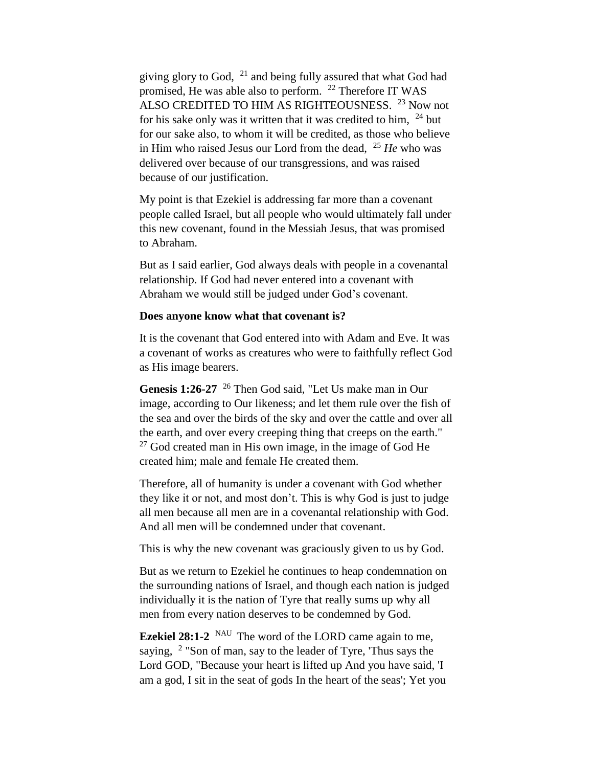giving glory to God, [21] and being fully assured that what God had promised, He was able also to perform. [22] Therefore IT WAS ALSO CREDITED TO HIM AS RIGHTEOUSNESS. [23] Now not for his sake only was it written that it was credited to him, [24] but for our sake also, to whom it will be credited, as those who believe in Him who raised Jesus our Lord from the dead, [25] *He* who was delivered over because of our transgressions, and was raised because of our justification.

My point is that Ezekiel is addressing far more than a covenant people called Israel, but all people who would ultimately fall under this new covenant, found in the Messiah Jesus, that was promised to Abraham.

But as I said earlier, God always deals with people in a covenantal relationship. If God had never entered into a covenant with Abraham we would still be judged under God's covenant.

**Does anyone know what that covenant is?**

It is the covenant that God entered into with Adam and Eve. It was a covenant of works as creatures who were to faithfully reflect God as His image bearers.

**Genesis 1:26-27** [26] Then God said, "Let Us make man in Our image, according to Our likeness; and let them rule over the fish of the sea and over the birds of the sky and over the cattle and over all the earth, and over every creeping thing that creeps on the earth." [27] God created man in His own image, in the image of God He created him; male and female He created them.

Therefore, all of humanity is under a covenant with God whether they like it or not, and most don't. This is why God is just to judge all men because all men are in a covenantal relationship with God. And all men will be condemned under that covenant.

This is why the new covenant was graciously given to us by God.

But as we return to Ezekiel he continues to heap condemnation on the surrounding nations of Israel, and though each nation is judged individually it is the nation of Tyre that really sums up why all men from every nation deserves to be condemned by God.

**Ezekiel 28:1-2** [NAU] The word of the LORD came again to me, saying, [2] "Son of man, say to the leader of Tyre, 'Thus says the Lord GOD, "Because your heart is lifted up And you have said, 'I am a god, I sit in the seat of gods In the heart of the seas'; Yet you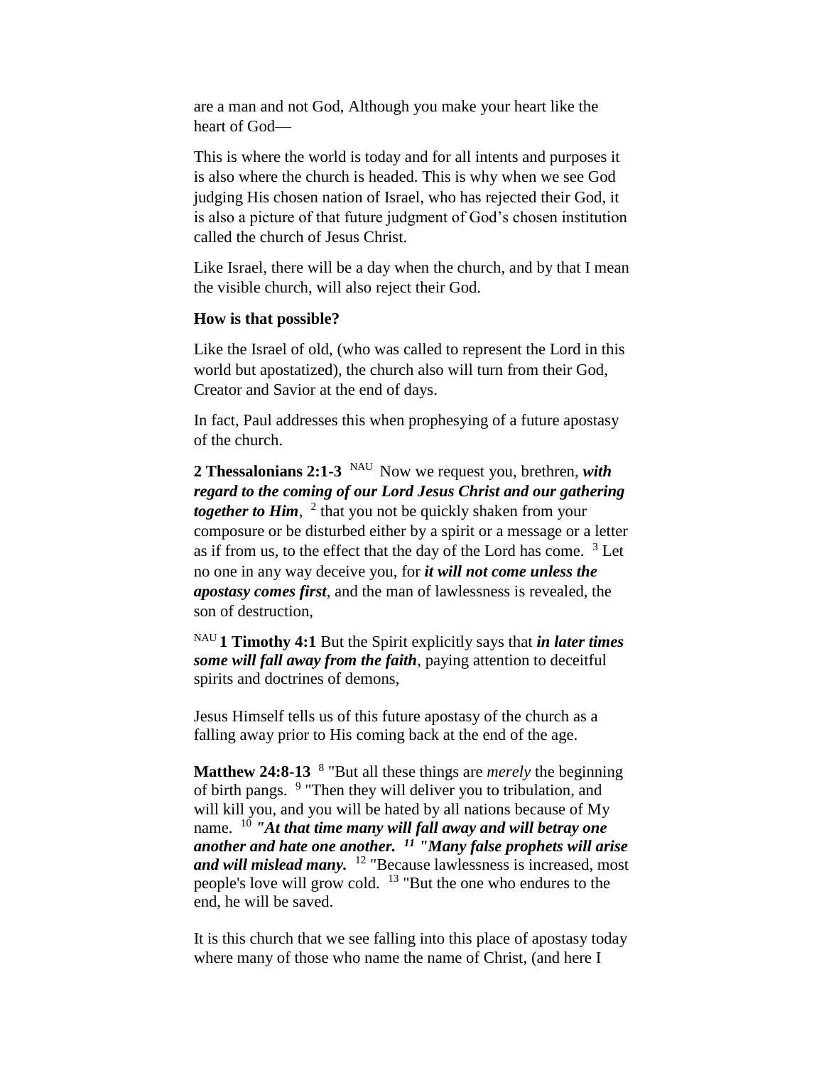are a man and not God, Although you make your heart like the heart of God—

This is where the world is today and for all intents and purposes it is also where the church is headed. This is why when we see God judging His chosen nation of Israel, who has rejected their God, it is also a picture of that future judgment of God's chosen institution called the church of Jesus Christ.

Like Israel, there will be a day when the church, and by that I mean the visible church, will also reject their God.

**How is that possible?**

Like the Israel of old, (who was called to represent the Lord in this world but apostatized), the church also will turn from their God, Creator and Savior at the end of days.

In fact, Paul addresses this when prophesying of a future apostasy of the church.

**2 Thessalonians 2:1-3** NAU Now we request you, brethren, ***with regard to the coming of our Lord Jesus Christ and our gathering together to Him***, 2 that you not be quickly shaken from your composure or be disturbed either by a spirit or a message or a letter as if from us, to the effect that the day of the Lord has come. 3 Let no one in any way deceive you, for ***it will not come unless the apostasy comes first***, and the man of lawlessness is revealed, the son of destruction,

NAU **1 Timothy 4:1** But the Spirit explicitly says that ***in later times some will fall away from the faith***, paying attention to deceitful spirits and doctrines of demons,

Jesus Himself tells us of this future apostasy of the church as a falling away prior to His coming back at the end of the age.

**Matthew 24:8-13** 8 "But all these things are *merely* the beginning of birth pangs. 9 "Then they will deliver you to tribulation, and will kill you, and you will be hated by all nations because of My name. 10 ***"At that time many will fall away and will betray one another and hate one another. 11 "Many false prophets will arise and will mislead many.*** 12 "Because lawlessness is increased, most people's love will grow cold. 13 "But the one who endures to the end, he will be saved.

It is this church that we see falling into this place of apostasy today where many of those who name the name of Christ, (and here I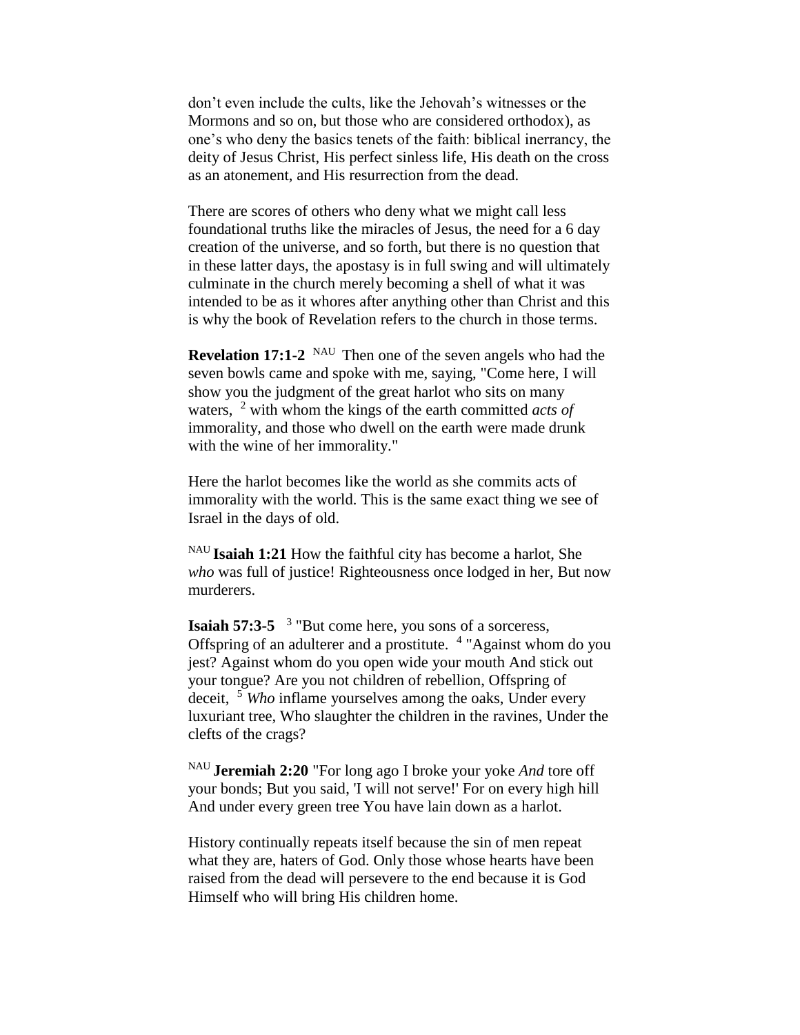don't even include the cults, like the Jehovah's witnesses or the Mormons and so on, but those who are considered orthodox), as one's who deny the basics tenets of the faith: biblical inerrancy, the deity of Jesus Christ, His perfect sinless life, His death on the cross as an atonement, and His resurrection from the dead.

There are scores of others who deny what we might call less foundational truths like the miracles of Jesus, the need for a 6 day creation of the universe, and so forth, but there is no question that in these latter days, the apostasy is in full swing and will ultimately culminate in the church merely becoming a shell of what it was intended to be as it whores after anything other than Christ and this is why the book of Revelation refers to the church in those terms.

**Revelation 17:1-2** NAU Then one of the seven angels who had the seven bowls came and spoke with me, saying, "Come here, I will show you the judgment of the great harlot who sits on many waters, [2] with whom the kings of the earth committed *acts of* immorality, and those who dwell on the earth were made drunk with the wine of her immorality."

Here the harlot becomes like the world as she commits acts of immorality with the world. This is the same exact thing we see of Israel in the days of old.

NAU **Isaiah 1:21** How the faithful city has become a harlot, She *who* was full of justice! Righteousness once lodged in her, But now murderers.

**Isaiah 57:3-5** [3] "But come here, you sons of a sorceress, Offspring of an adulterer and a prostitute. [4] "Against whom do you jest? Against whom do you open wide your mouth And stick out your tongue? Are you not children of rebellion, Offspring of deceit, [5] *Who* inflame yourselves among the oaks, Under every luxuriant tree, Who slaughter the children in the ravines, Under the clefts of the crags?

NAU **Jeremiah 2:20** "For long ago I broke your yoke *And* tore off your bonds; But you said, 'I will not serve!' For on every high hill And under every green tree You have lain down as a harlot.

History continually repeats itself because the sin of men repeat what they are, haters of God. Only those whose hearts have been raised from the dead will persevere to the end because it is God Himself who will bring His children home.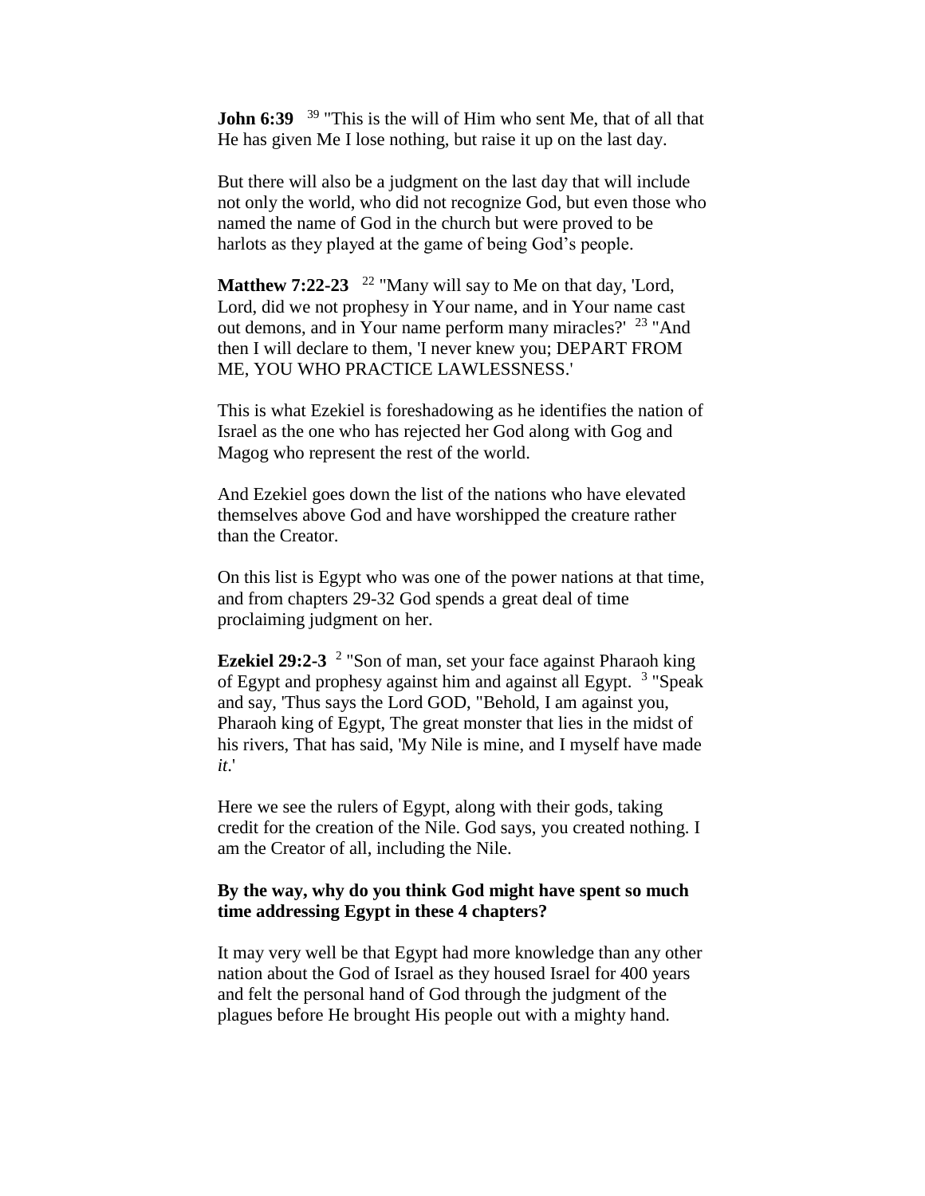**John 6:39** [39] "This is the will of Him who sent Me, that of all that He has given Me I lose nothing, but raise it up on the last day.

But there will also be a judgment on the last day that will include not only the world, who did not recognize God, but even those who named the name of God in the church but were proved to be harlots as they played at the game of being God's people.

**Matthew 7:22-23** [22] "Many will say to Me on that day, 'Lord, Lord, did we not prophesy in Your name, and in Your name cast out demons, and in Your name perform many miracles?' [23] "And then I will declare to them, 'I never knew you; DEPART FROM ME, YOU WHO PRACTICE LAWLESSNESS.'

This is what Ezekiel is foreshadowing as he identifies the nation of Israel as the one who has rejected her God along with Gog and Magog who represent the rest of the world.

And Ezekiel goes down the list of the nations who have elevated themselves above God and have worshipped the creature rather than the Creator.

On this list is Egypt who was one of the power nations at that time, and from chapters 29-32 God spends a great deal of time proclaiming judgment on her.

**Ezekiel 29:2-3** [2] "Son of man, set your face against Pharaoh king of Egypt and prophesy against him and against all Egypt. [3] "Speak and say, 'Thus says the Lord GOD, "Behold, I am against you, Pharaoh king of Egypt, The great monster that lies in the midst of his rivers, That has said, 'My Nile is mine, and I myself have made *it*.'

Here we see the rulers of Egypt, along with their gods, taking credit for the creation of the Nile. God says, you created nothing. I am the Creator of all, including the Nile.

**By the way, why do you think God might have spent so much time addressing Egypt in these 4 chapters?**

It may very well be that Egypt had more knowledge than any other nation about the God of Israel as they housed Israel for 400 years and felt the personal hand of God through the judgment of the plagues before He brought His people out with a mighty hand.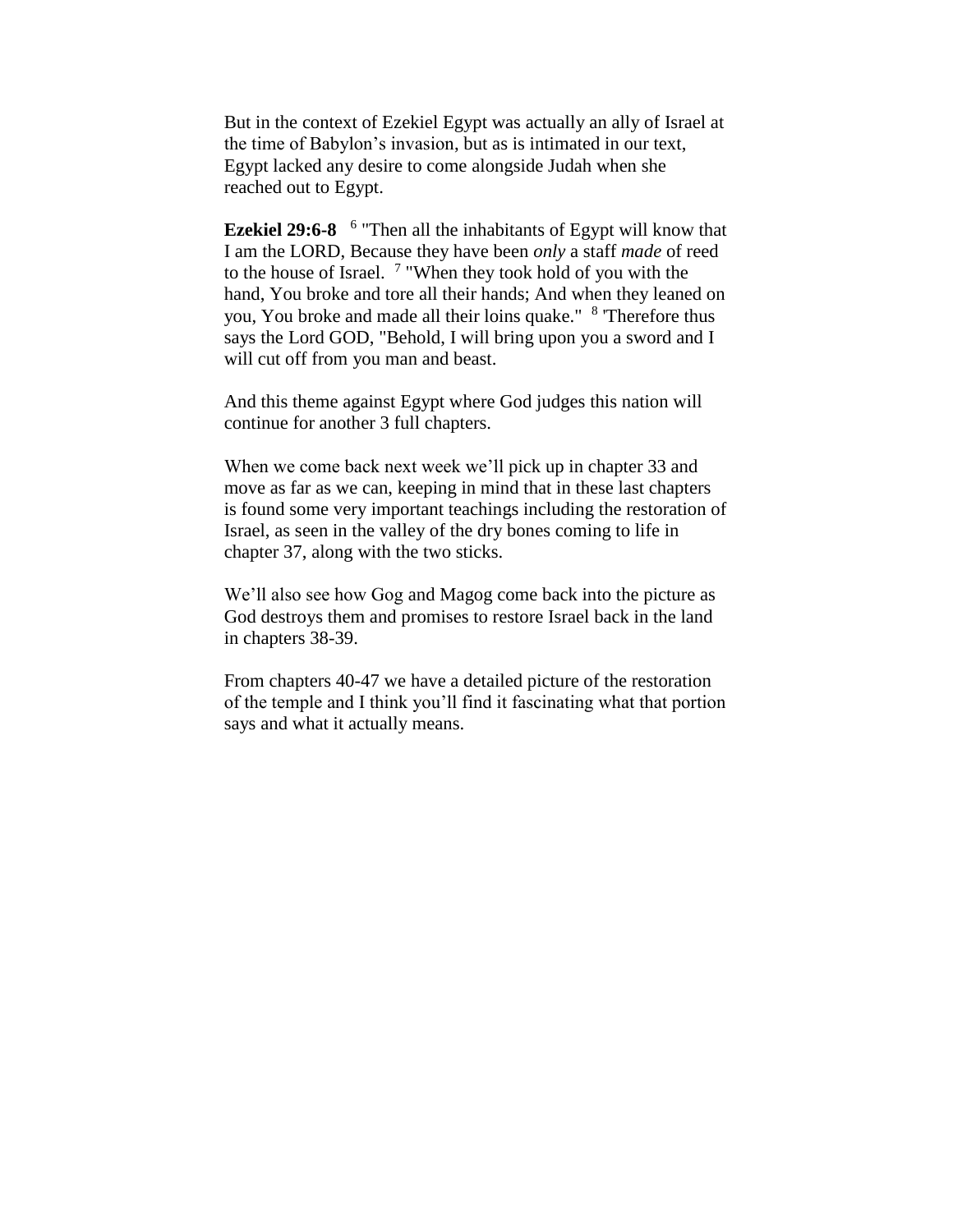But in the context of Ezekiel Egypt was actually an ally of Israel at the time of Babylon's invasion, but as is intimated in our text, Egypt lacked any desire to come alongside Judah when she reached out to Egypt.

**Ezekiel 29:6-8** [6] "Then all the inhabitants of Egypt will know that I am the LORD, Because they have been *only* a staff *made* of reed to the house of Israel. [7] "When they took hold of you with the hand, You broke and tore all their hands; And when they leaned on you, You broke and made all their loins quake." [8] 'Therefore thus says the Lord GOD, "Behold, I will bring upon you a sword and I will cut off from you man and beast.

And this theme against Egypt where God judges this nation will continue for another 3 full chapters.

When we come back next week we'll pick up in chapter 33 and move as far as we can, keeping in mind that in these last chapters is found some very important teachings including the restoration of Israel, as seen in the valley of the dry bones coming to life in chapter 37, along with the two sticks.

We'll also see how Gog and Magog come back into the picture as God destroys them and promises to restore Israel back in the land in chapters 38-39.

From chapters 40-47 we have a detailed picture of the restoration of the temple and I think you'll find it fascinating what that portion says and what it actually means.